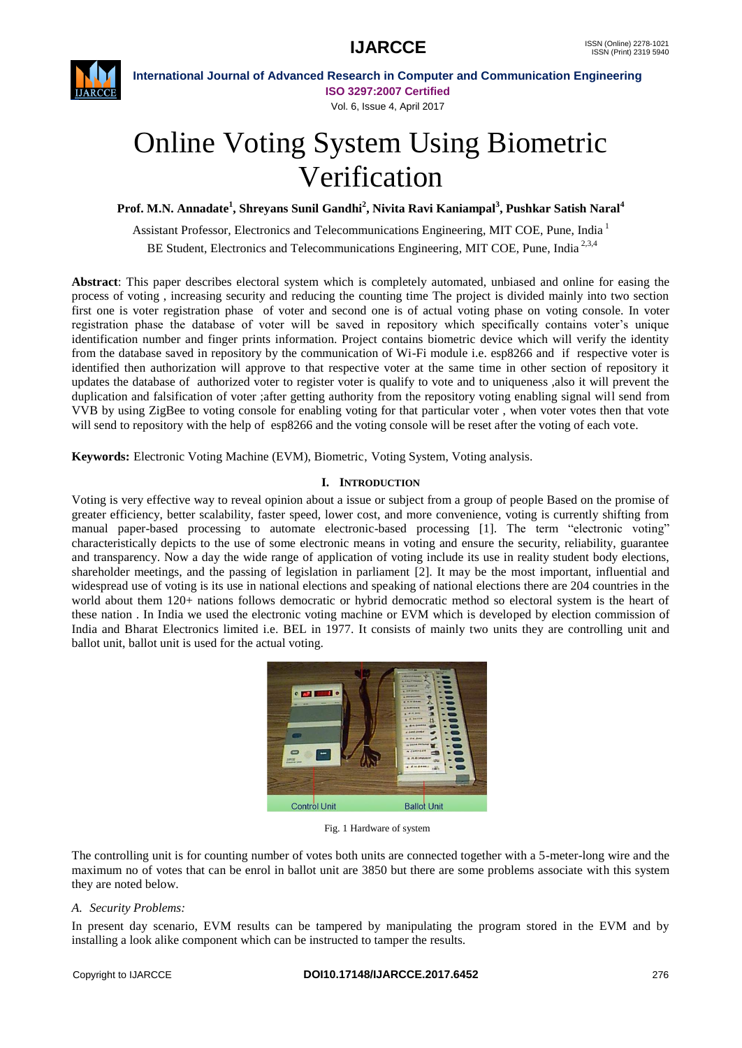# Online Voting System Using Biometric Verification

**Prof. M.N. Annadate[1], Shreyans Sunil Gandhi[2], Nivita Ravi Kaniampal[3], Pushkar Satish Naral[4]**

Assistant Professor, Electronics and Telecommunications Engineering, MIT COE, Pune, India [1]

BE Student, Electronics and Telecommunications Engineering, MIT COE, Pune, India [2,3,4]

**Abstract**: This paper describes electoral system which is completely automated, unbiased and online for easing the process of voting , increasing security and reducing the counting time The project is divided mainly into two section first one is voter registration phase of voter and second one is of actual voting phase on voting console. In voter registration phase the database of voter will be saved in repository which specifically contains voter's unique identification number and finger prints information. Project contains biometric device which will verify the identity from the database saved in repository by the communication of Wi-Fi module i.e. esp8266 and if respective voter is identified then authorization will approve to that respective voter at the same time in other section of repository it updates the database of authorized voter to register voter is qualify to vote and to uniqueness ,also it will prevent the duplication and falsification of voter ;after getting authority from the repository voting enabling signal will send from VVB by using ZigBee to voting console for enabling voting for that particular voter , when voter votes then that vote will send to repository with the help of esp8266 and the voting console will be reset after the voting of each vote.

**Keywords:** Electronic Voting Machine (EVM), Biometric, Voting System, Voting analysis.

## I. Introduction

Voting is very effective way to reveal opinion about a issue or subject from a group of people Based on the promise of greater efficiency, better scalability, faster speed, lower cost, and more convenience, voting is currently shifting from manual paper-based processing to automate electronic-based processing [1]. The term "electronic voting" characteristically depicts to the use of some electronic means in voting and ensure the security, reliability, guarantee and transparency. Now a day the wide range of application of voting include its use in reality student body elections, shareholder meetings, and the passing of legislation in parliament [2]. It may be the most important, influential and widespread use of voting is its use in national elections and speaking of national elections there are 204 countries in the world about them 120+ nations follows democratic or hybrid democratic method so electoral system is the heart of these nation . In India we used the electronic voting machine or EVM which is developed by election commission of India and Bharat Electronics limited i.e. BEL in 1977. It consists of mainly two units they are controlling unit and ballot unit, ballot unit is used for the actual voting.

Control Unit

Ballot Unit

Fig. 1 Hardware of system

The controlling unit is for counting number of votes both units are connected together with a 5-meter-long wire and the maximum no of votes that can be enrol in ballot unit are 3850 but there are some problems associate with this system they are noted below.

### A. Security Problems:

In present day scenario, EVM results can be tampered by manipulating the program stored in the EVM and by installing a look alike component which can be instructed to tamper the results.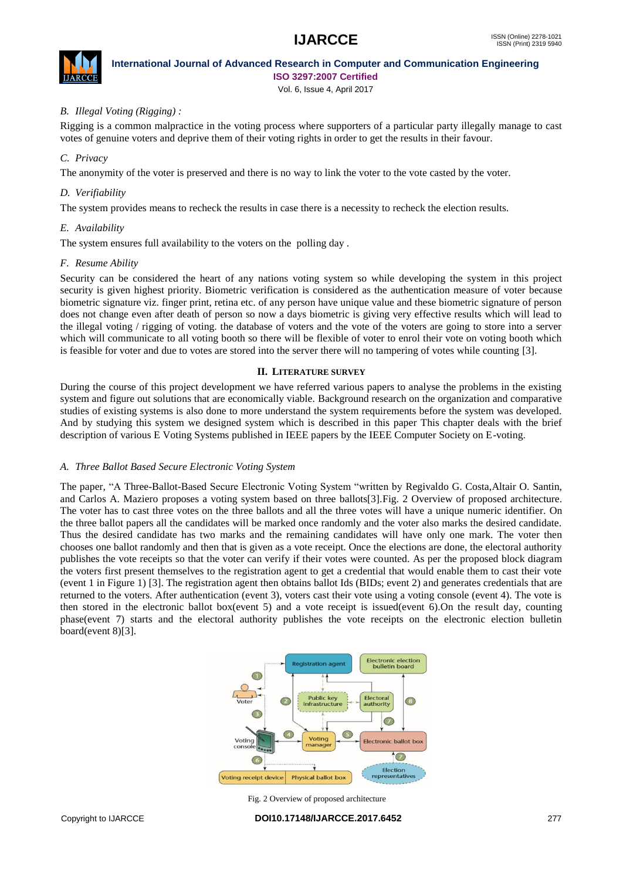### *B. Illegal Voting (Rigging) :*

Rigging is a common malpractice in the voting process where supporters of a particular party illegally manage to cast votes of genuine voters and deprive them of their voting rights in order to get the results in their favour.

### *C. Privacy*

The anonymity of the voter is preserved and there is no way to link the voter to the vote casted by the voter.

### *D. Verifiability*

The system provides means to recheck the results in case there is a necessity to recheck the election results.

### *E. Availability*

The system ensures full availability to the voters on the polling day .

### *F. Resume Ability*

Security can be considered the heart of any nations voting system so while developing the system in this project security is given highest priority. Biometric verification is considered as the authentication measure of voter because biometric signature viz. finger print, retina etc. of any person have unique value and these biometric signature of person does not change even after death of person so now a days biometric is giving very effective results which will lead to the illegal voting / rigging of voting. the database of voters and the vote of the voters are going to store into a server which will communicate to all voting booth so there will be flexible of voter to enrol their vote on voting booth which is feasible for voter and due to votes are stored into the server there will no tampering of votes while counting [3].

## II. LITERATURE SURVEY

During the course of this project development we have referred various papers to analyse the problems in the existing system and figure out solutions that are economically viable. Background research on the organization and comparative studies of existing systems is also done to more understand the system requirements before the system was developed. And by studying this system we designed system which is described in this paper This chapter deals with the brief description of various E Voting Systems published in IEEE papers by the IEEE Computer Society on E-voting.

### *A. Three Ballot Based Secure Electronic Voting System*

The paper, "A Three-Ballot-Based Secure Electronic Voting System "written by Regivaldo G. Costa,Altair O. Santin, and Carlos A. Maziero proposes a voting system based on three ballots[3].Fig. 2 Overview of proposed architecture. The voter has to cast three votes on the three ballots and all the three votes will have a unique numeric identifier. On the three ballot papers all the candidates will be marked once randomly and the voter also marks the desired candidate. Thus the desired candidate has two marks and the remaining candidates will have only one mark. The voter then chooses one ballot randomly and then that is given as a vote receipt. Once the elections are done, the electoral authority publishes the vote receipts so that the voter can verify if their votes were counted. As per the proposed block diagram the voters first present themselves to the registration agent to get a credential that would enable them to cast their vote (event 1 in Figure 1) [3]. The registration agent then obtains ballot Ids (BIDs; event 2) and generates credentials that are returned to the voters. After authentication (event 3), voters cast their vote using a voting console (event 4). The vote is then stored in the electronic ballot box(event 5) and a vote receipt is issued(event 6).On the result day, counting phase(event 7) starts and the electoral authority publishes the vote receipts on the electronic election bulletin board(event 8)[3].

Registration agent
Electronic election bulletin board
Voter
Public key infrastructure
Electoral authority
Voting console
Voting manager
Electronic ballot box
Voting receipt device
Physical ballot box
Election representatives
1 2 3 4 5 6 7 7 8

Fig. 2 Overview of proposed architecture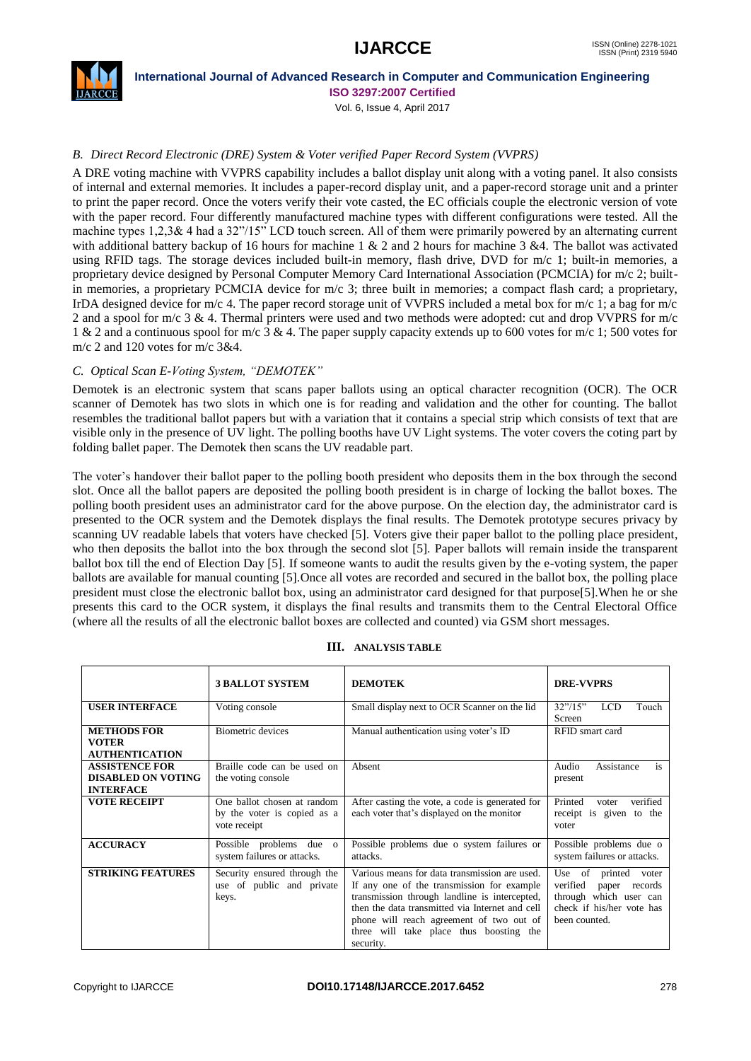*B. Direct Record Electronic (DRE) System & Voter verified Paper Record System (VVPRS)*

A DRE voting machine with VVPRS capability includes a ballot display unit along with a voting panel. It also consists of internal and external memories. It includes a paper-record display unit, and a paper-record storage unit and a printer to print the paper record. Once the voters verify their vote casted, the EC officials couple the electronic version of vote with the paper record. Four differently manufactured machine types with different configurations were tested. All the machine types 1,2,3& 4 had a 32"/15" LCD touch screen. All of them were primarily powered by an alternating current with additional battery backup of 16 hours for machine 1 & 2 and 2 hours for machine 3 &4. The ballot was activated using RFID tags. The storage devices included built-in memory, flash drive, DVD for m/c 1; built-in memories, a proprietary device designed by Personal Computer Memory Card International Association (PCMCIA) for m/c 2; built-in memories, a proprietary PCMCIA device for m/c 3; three built in memories; a compact flash card; a proprietary, IrDA designed device for m/c 4. The paper record storage unit of VVPRS included a metal box for m/c 1; a bag for m/c 2 and a spool for m/c 3 & 4. Thermal printers were used and two methods were adopted: cut and drop VVPRS for m/c 1 & 2 and a continuous spool for m/c 3 & 4. The paper supply capacity extends up to 600 votes for m/c 1; 500 votes for m/c 2 and 120 votes for m/c 3&4.

*C. Optical Scan E-Voting System, "DEMOTEK"*

Demotek is an electronic system that scans paper ballots using an optical character recognition (OCR). The OCR scanner of Demotek has two slots in which one is for reading and validation and the other for counting. The ballot resembles the traditional ballot papers but with a variation that it contains a special strip which consists of text that are visible only in the presence of UV light. The polling booths have UV Light systems. The voter covers the coting part by folding ballet paper. The Demotek then scans the UV readable part.

The voter's handover their ballot paper to the polling booth president who deposits them in the box through the second slot. Once all the ballot papers are deposited the polling booth president is in charge of locking the ballot boxes. The polling booth president uses an administrator card for the above purpose. On the election day, the administrator card is presented to the OCR system and the Demotek displays the final results. The Demotek prototype secures privacy by scanning UV readable labels that voters have checked [5]. Voters give their paper ballot to the polling place president, who then deposits the ballot into the box through the second slot [5]. Paper ballots will remain inside the transparent ballot box till the end of Election Day [5]. If someone wants to audit the results given by the e-voting system, the paper ballots are available for manual counting [5].Once all votes are recorded and secured in the ballot box, the polling place president must close the electronic ballot box, using an administrator card designed for that purpose[5].When he or she presents this card to the OCR system, it displays the final results and transmits them to the Central Electoral Office (where all the results of all the electronic ballot boxes are collected and counted) via GSM short messages.

## III. ANALYSIS TABLE

| | **3 BALLOT SYSTEM** | **DEMOTEK** | **DRE-VVPRS** |
|---|---|---|---|
| **USER INTERFACE** | Voting console | Small display next to OCR Scanner on the lid | 32"/15" LCD Touch Screen |
| **METHODS FOR VOTER AUTHENTICATION** | Biometric devices | Manual authentication using voter's ID | RFID smart card |
| **ASSISTENCE FOR DISABLED ON VOTING INTERFACE** | Braille code can be used on the voting console | Absent | Audio Assistance is present |
| **VOTE RECEIPT** | One ballot chosen at random by the voter is copied as a vote receipt | After casting the vote, a code is generated for each voter that's displayed on the monitor | Printed voter verified receipt is given to the voter |
| **ACCURACY** | Possible problems due o system failures or attacks. | Possible problems due o system failures or attacks. | Possible problems due o system failures or attacks. |
| **STRIKING FEATURES** | Security ensured through the use of public and private keys. | Various means for data transmission are used. If any one of the transmission for example transmission through landline is intercepted, then the data transmitted via Internet and cell phone will reach agreement of two out of three will take place thus boosting the security. | Use of printed voter verified paper records through which user can check if his/her vote has been counted. |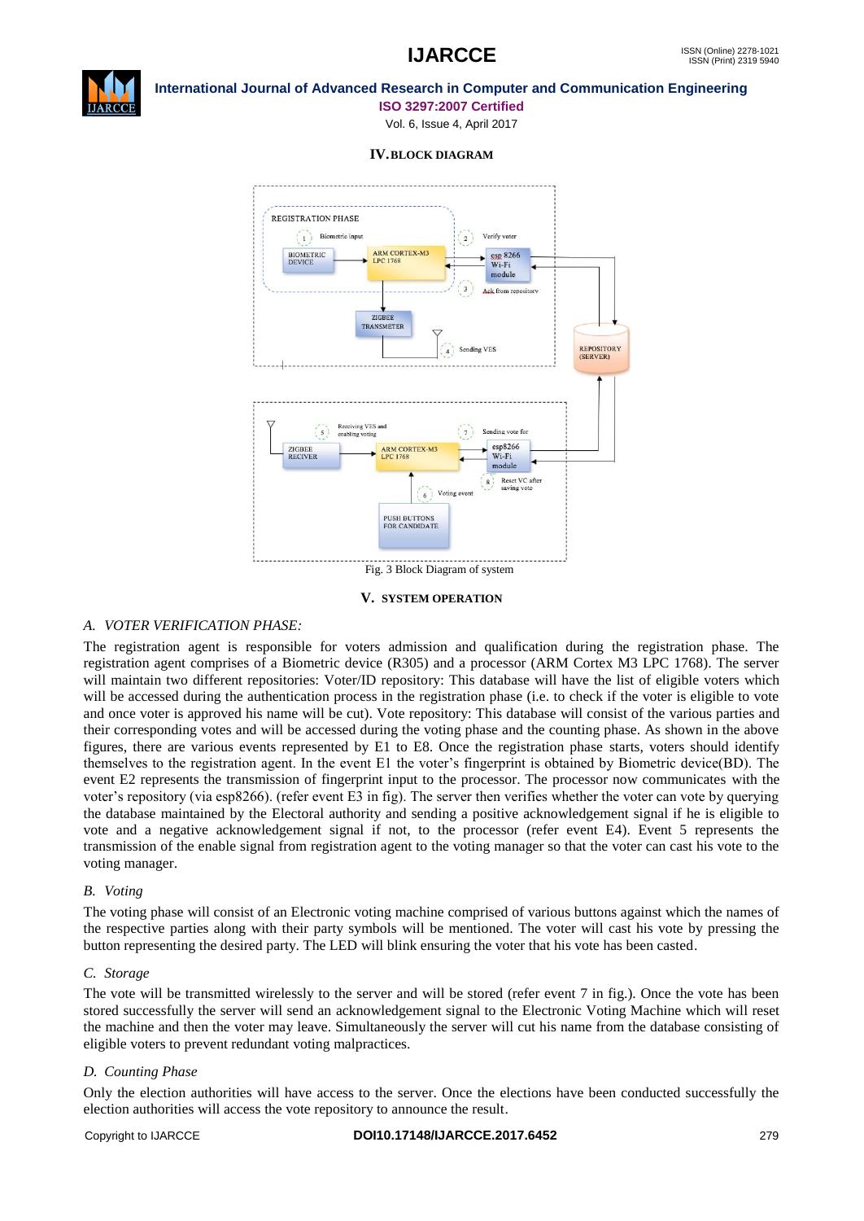## IV. BLOCK DIAGRAM

Fig. 3 Block Diagram of system

## V. SYSTEM OPERATION

### A. *VOTER VERIFICATION PHASE:*

The registration agent is responsible for voters admission and qualification during the registration phase. The registration agent comprises of a Biometric device (R305) and a processor (ARM Cortex M3 LPC 1768). The server will maintain two different repositories: Voter/ID repository: This database will have the list of eligible voters which will be accessed during the authentication process in the registration phase (i.e. to check if the voter is eligible to vote and once voter is approved his name will be cut). Vote repository: This database will consist of the various parties and their corresponding votes and will be accessed during the voting phase and the counting phase. As shown in the above figures, there are various events represented by E1 to E8. Once the registration phase starts, voters should identify themselves to the registration agent. In the event E1 the voter's fingerprint is obtained by Biometric device(BD). The event E2 represents the transmission of fingerprint input to the processor. The processor now communicates with the voter's repository (via esp8266). (refer event E3 in fig). The server then verifies whether the voter can vote by querying the database maintained by the Electoral authority and sending a positive acknowledgement signal if he is eligible to vote and a negative acknowledgement signal if not, to the processor (refer event E4). Event 5 represents the transmission of the enable signal from registration agent to the voting manager so that the voter can cast his vote to the voting manager.

### B. *Voting*

The voting phase will consist of an Electronic voting machine comprised of various buttons against which the names of the respective parties along with their party symbols will be mentioned. The voter will cast his vote by pressing the button representing the desired party. The LED will blink ensuring the voter that his vote has been casted.

### C. *Storage*

The vote will be transmitted wirelessly to the server and will be stored (refer event 7 in fig.). Once the vote has been stored successfully the server will send an acknowledgement signal to the Electronic Voting Machine which will reset the machine and then the voter may leave. Simultaneously the server will cut his name from the database consisting of eligible voters to prevent redundant voting malpractices.

### D. *Counting Phase*

Only the election authorities will have access to the server. Once the elections have been conducted successfully the election authorities will access the vote repository to announce the result.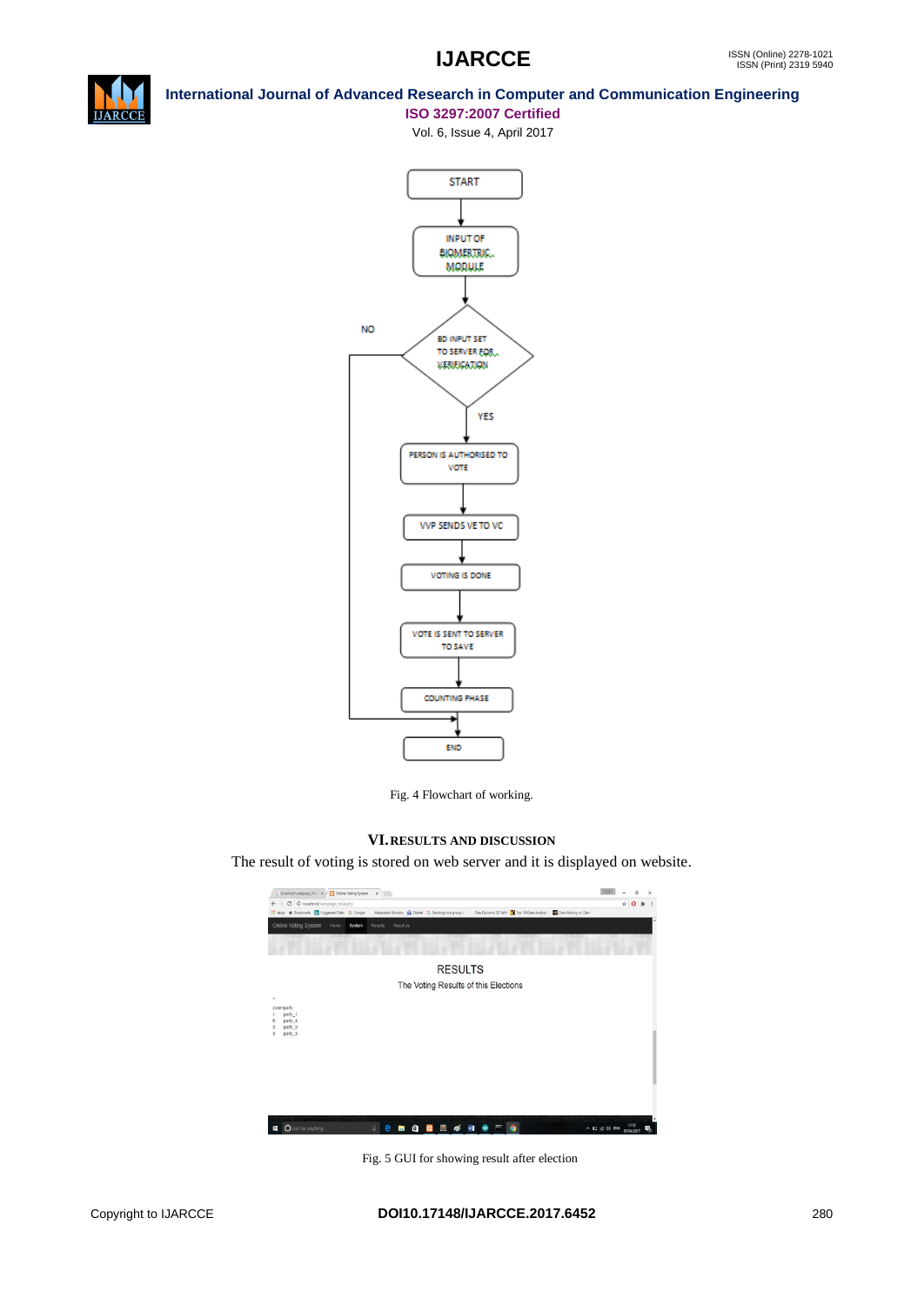START

INPUT OF BIOMERTRIC MODULE

BD INPUT SET TO SERVER FOR VERIFICATION

NO

YES

PERSON IS AUTHORISED TO VOTE

VVP SENDS VE TO VC

VOTING IS DONE

VOTE IS SENT TO SERVER TO SAVE

COUNTING PHASE

END

Fig. 4 Flowchart of working.

## VI. RESULTS AND DISCUSSION

The result of voting is stored on web server and it is displayed on website.

Online Voting System Home System Results About Us

RESULTS

The Voting Results of this Elections

Fig. 5 GUI for showing result after election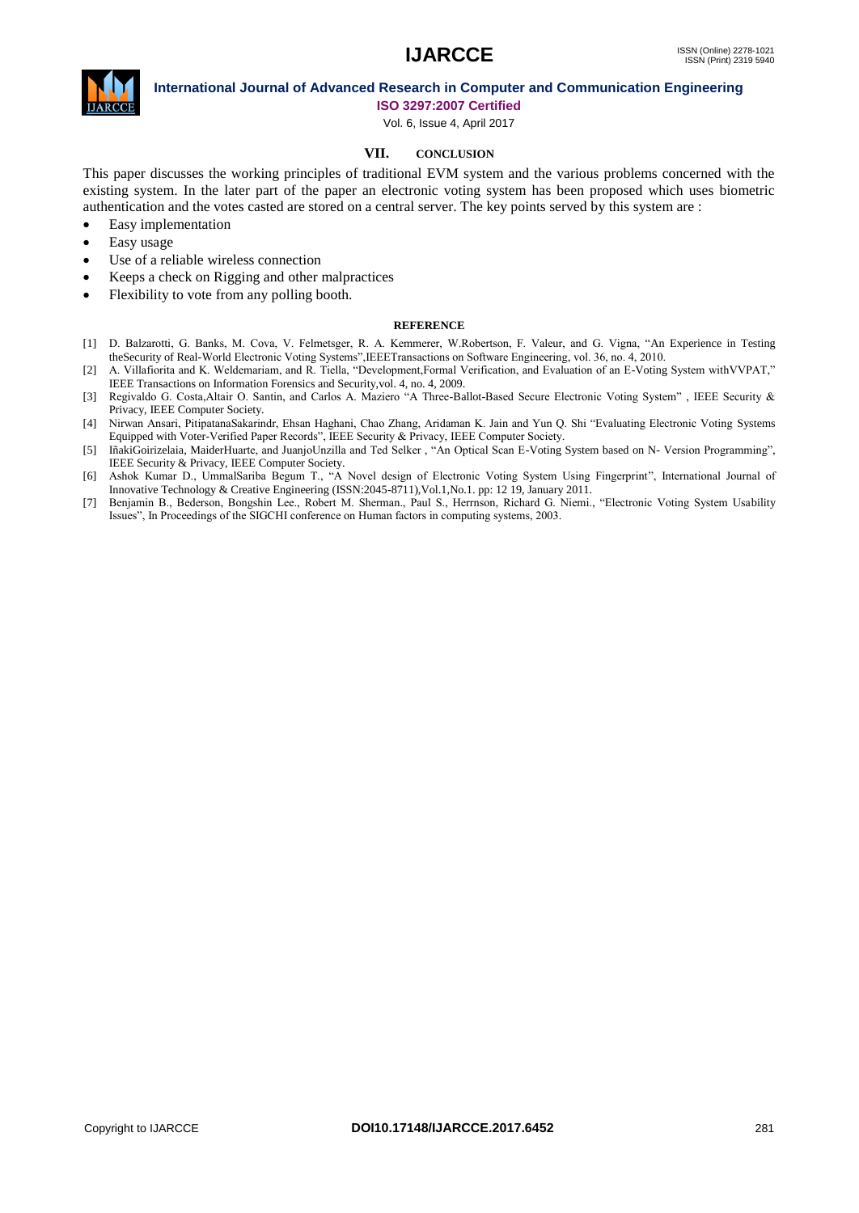## VII. CONCLUSION

This paper discusses the working principles of traditional EVM system and the various problems concerned with the existing system. In the later part of the paper an electronic voting system has been proposed which uses biometric authentication and the votes casted are stored on a central server. The key points served by this system are :

- Easy implementation
- Easy usage
- Use of a reliable wireless connection
- Keeps a check on Rigging and other malpractices
- Flexibility to vote from any polling booth.

## REFERENCE

[1] D. Balzarotti, G. Banks, M. Cova, V. Felmetsger, R. A. Kemmerer, W.Robertson, F. Valeur, and G. Vigna, "An Experience in Testing theSecurity of Real-World Electronic Voting Systems",IEEETransactions on Software Engineering, vol. 36, no. 4, 2010.

[2] A. Villafiorita and K. Weldemariam, and R. Tiella, "Development,Formal Verification, and Evaluation of an E-Voting System withVVPAT," IEEE Transactions on Information Forensics and Security,vol. 4, no. 4, 2009.

[3] Regivaldo G. Costa,Altair O. Santin, and Carlos A. Maziero "A Three-Ballot-Based Secure Electronic Voting System" , IEEE Security & Privacy, IEEE Computer Society.

[4] Nirwan Ansari, PitipatanaSakarindr, Ehsan Haghani, Chao Zhang, Aridaman K. Jain and Yun Q. Shi "Evaluating Electronic Voting Systems Equipped with Voter-Verified Paper Records", IEEE Security & Privacy, IEEE Computer Society.

[5] IñakiGoirizelaia, MaiderHuarte, and JuanjoUnzilla and Ted Selker , "An Optical Scan E-Voting System based on N- Version Programming", IEEE Security & Privacy, IEEE Computer Society.

[6] Ashok Kumar D., UmmalSariba Begum T., "A Novel design of Electronic Voting System Using Fingerprint", International Journal of Innovative Technology & Creative Engineering (ISSN:2045-8711),Vol.1,No.1. pp: 12 19, January 2011.

[7] Benjamin B., Bederson, Bongshin Lee., Robert M. Sherman., Paul S., Herrnson, Richard G. Niemi., "Electronic Voting System Usability Issues", In Proceedings of the SIGCHI conference on Human factors in computing systems, 2003.